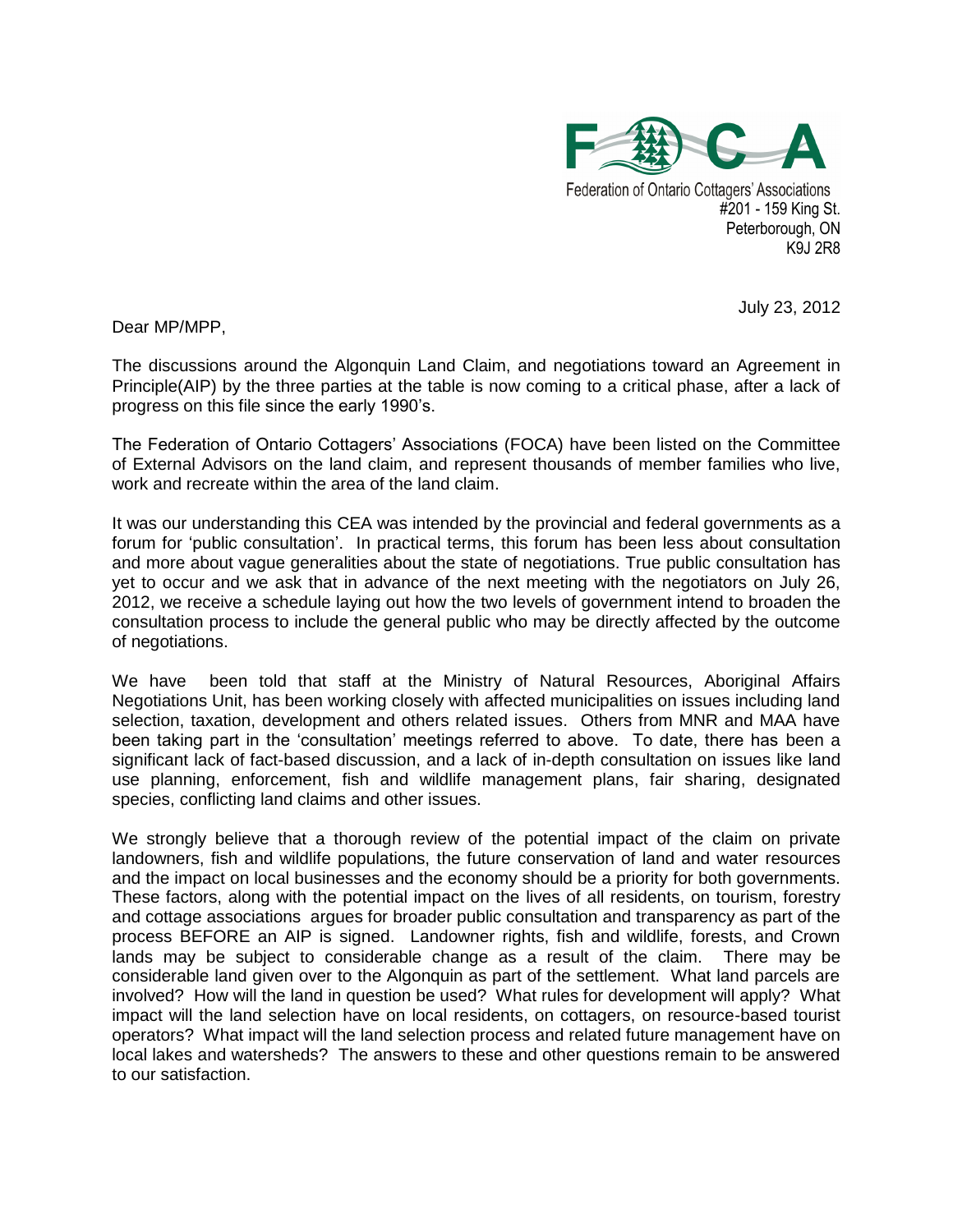FOCA

Federation of Ontario Cottagers' Associations
#201 - 159 King St.
Peterborough, ON
K9J 2R8

July 23, 2012

Dear MP/MPP,

The discussions around the Algonquin Land Claim, and negotiations toward an Agreement in Principle(AIP) by the three parties at the table is now coming to a critical phase, after a lack of progress on this file since the early 1990's.

The Federation of Ontario Cottagers' Associations (FOCA) have been listed on the Committee of External Advisors on the land claim, and represent thousands of member families who live, work and recreate within the area of the land claim.

It was our understanding this CEA was intended by the provincial and federal governments as a forum for 'public consultation'. In practical terms, this forum has been less about consultation and more about vague generalities about the state of negotiations. True public consultation has yet to occur and we ask that in advance of the next meeting with the negotiators on July 26, 2012, we receive a schedule laying out how the two levels of government intend to broaden the consultation process to include the general public who may be directly affected by the outcome of negotiations.

We have been told that staff at the Ministry of Natural Resources, Aboriginal Affairs Negotiations Unit, has been working closely with affected municipalities on issues including land selection, taxation, development and others related issues. Others from MNR and MAA have been taking part in the 'consultation' meetings referred to above. To date, there has been a significant lack of fact-based discussion, and a lack of in-depth consultation on issues like land use planning, enforcement, fish and wildlife management plans, fair sharing, designated species, conflicting land claims and other issues.

We strongly believe that a thorough review of the potential impact of the claim on private landowners, fish and wildlife populations, the future conservation of land and water resources and the impact on local businesses and the economy should be a priority for both governments. These factors, along with the potential impact on the lives of all residents, on tourism, forestry and cottage associations argues for broader public consultation and transparency as part of the process BEFORE an AIP is signed. Landowner rights, fish and wildlife, forests, and Crown lands may be subject to considerable change as a result of the claim. There may be considerable land given over to the Algonquin as part of the settlement. What land parcels are involved? How will the land in question be used? What rules for development will apply? What impact will the land selection have on local residents, on cottagers, on resource-based tourist operators? What impact will the land selection process and related future management have on local lakes and watersheds? The answers to these and other questions remain to be answered to our satisfaction.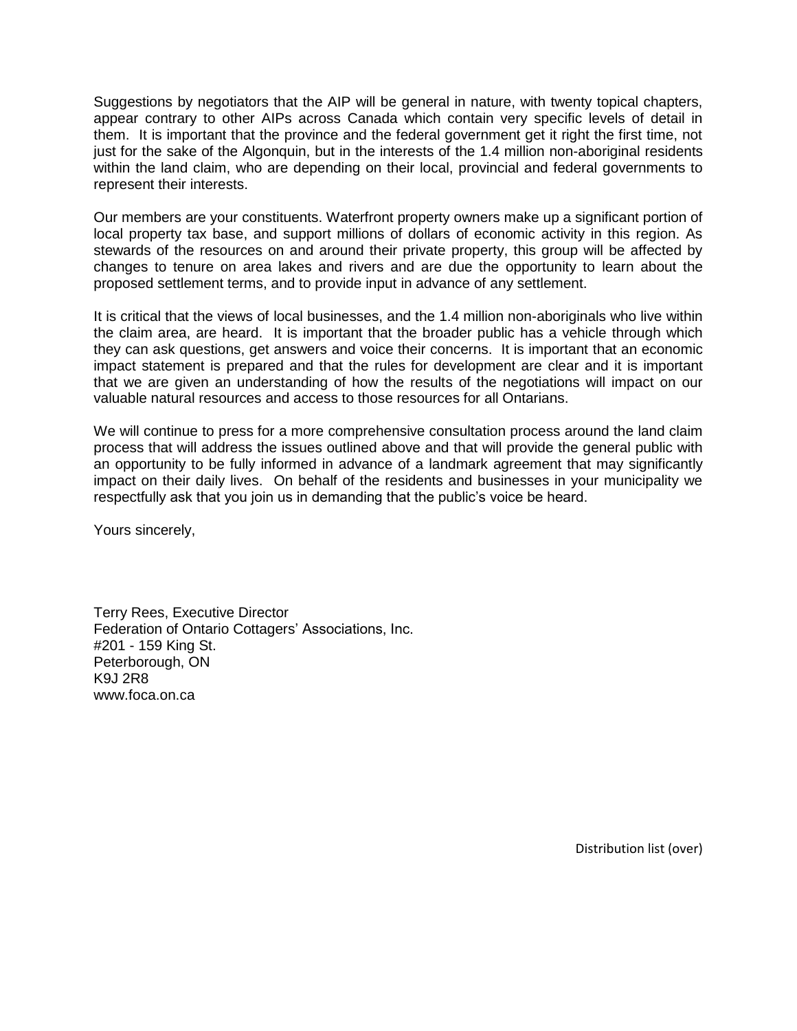Suggestions by negotiators that the AIP will be general in nature, with twenty topical chapters, appear contrary to other AIPs across Canada which contain very specific levels of detail in them. It is important that the province and the federal government get it right the first time, not just for the sake of the Algonquin, but in the interests of the 1.4 million non-aboriginal residents within the land claim, who are depending on their local, provincial and federal governments to represent their interests.

Our members are your constituents. Waterfront property owners make up a significant portion of local property tax base, and support millions of dollars of economic activity in this region. As stewards of the resources on and around their private property, this group will be affected by changes to tenure on area lakes and rivers and are due the opportunity to learn about the proposed settlement terms, and to provide input in advance of any settlement.

It is critical that the views of local businesses, and the 1.4 million non-aboriginals who live within the claim area, are heard. It is important that the broader public has a vehicle through which they can ask questions, get answers and voice their concerns. It is important that an economic impact statement is prepared and that the rules for development are clear and it is important that we are given an understanding of how the results of the negotiations will impact on our valuable natural resources and access to those resources for all Ontarians.

We will continue to press for a more comprehensive consultation process around the land claim process that will address the issues outlined above and that will provide the general public with an opportunity to be fully informed in advance of a landmark agreement that may significantly impact on their daily lives. On behalf of the residents and businesses in your municipality we respectfully ask that you join us in demanding that the public's voice be heard.

Yours sincerely,

Terry Rees, Executive Director
Federation of Ontario Cottagers' Associations, Inc.
#201 - 159 King St.
Peterborough, ON
K9J 2R8
www.foca.on.ca

Distribution list (over)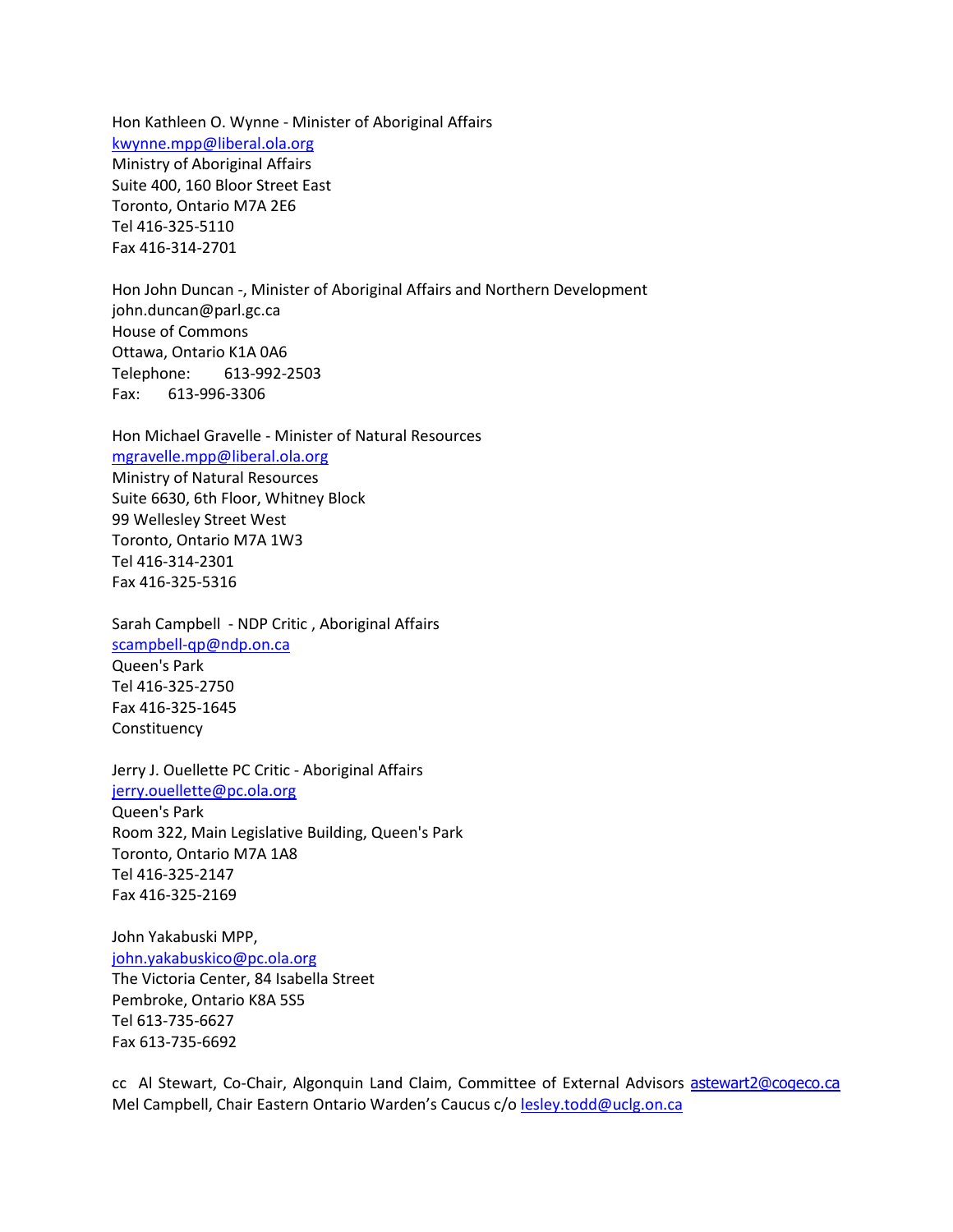Hon Kathleen O. Wynne - Minister of Aboriginal Affairs
kwynne.mpp@liberal.ola.org
Ministry of Aboriginal Affairs
Suite 400, 160 Bloor Street East
Toronto, Ontario M7A 2E6
Tel 416-325-5110
Fax 416-314-2701

Hon John Duncan -, Minister of Aboriginal Affairs and Northern Development
john.duncan@parl.gc.ca
House of Commons
Ottawa, Ontario K1A 0A6
Telephone: 613-992-2503
Fax: 613-996-3306

Hon Michael Gravelle - Minister of Natural Resources
mgravelle.mpp@liberal.ola.org
Ministry of Natural Resources
Suite 6630, 6th Floor, Whitney Block
99 Wellesley Street West
Toronto, Ontario M7A 1W3
Tel 416-314-2301
Fax 416-325-5316

Sarah Campbell - NDP Critic , Aboriginal Affairs
scampbell-qp@ndp.on.ca
Queen's Park
Tel 416-325-2750
Fax 416-325-1645
Constituency

Jerry J. Ouellette PC Critic - Aboriginal Affairs
jerry.ouellette@pc.ola.org
Queen's Park
Room 322, Main Legislative Building, Queen's Park
Toronto, Ontario M7A 1A8
Tel 416-325-2147
Fax 416-325-2169

John Yakabuski MPP,
john.yakabuskico@pc.ola.org
The Victoria Center, 84 Isabella Street
Pembroke, Ontario K8A 5S5
Tel 613-735-6627
Fax 613-735-6692

cc Al Stewart, Co-Chair, Algonquin Land Claim, Committee of External Advisors astewart2@cogeco.ca
Mel Campbell, Chair Eastern Ontario Warden's Caucus c/o lesley.todd@uclg.on.ca